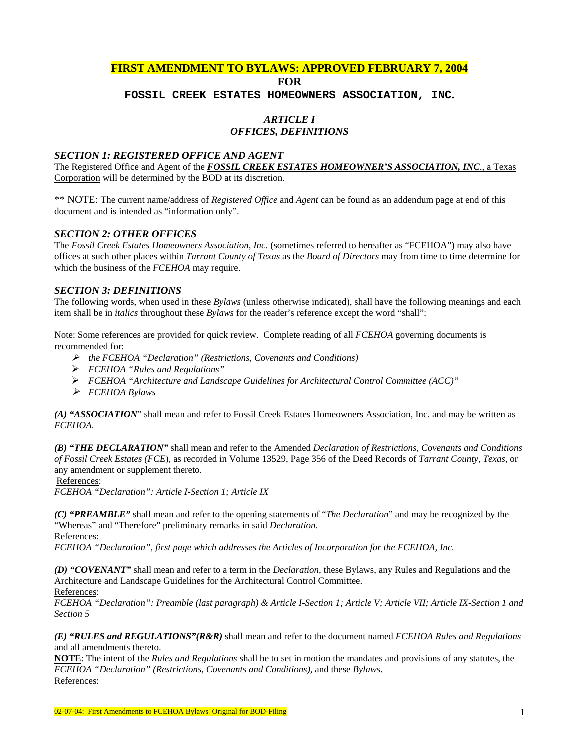# FIRST AMENDMENT TO BYLAWS: APPROVED FEBRUARY 7, 2004

**FOR**

**FOSSIL CREEK ESTATES HOMEOWNERS ASSOCIATION, INC.**

## *ARTICLE I*
## *OFFICES, DEFINITIONS*

### *SECTION 1: REGISTERED OFFICE AND AGENT*

The Registered Office and Agent of the ***FOSSIL CREEK ESTATES HOMEOWNER'S ASSOCIATION, INC***., a Texas Corporation will be determined by the BOD at its discretion.

** NOTE: The current name/address of *Registered Office* and *Agent* can be found as an addendum page at end of this document and is intended as "information only".

### *SECTION 2: OTHER OFFICES*

The *Fossil Creek Estates Homeowners Association, Inc*. (sometimes referred to hereafter as "FCEHOA") may also have offices at such other places within *Tarrant County of Texas* as the *Board of Directors* may from time to time determine for which the business of the *FCEHOA* may require.

### *SECTION 3: DEFINITIONS*

The following words, when used in these *Bylaws* (unless otherwise indicated), shall have the following meanings and each item shall be in *italics* throughout these *Bylaws* for the reader's reference except the word "shall":

Note: Some references are provided for quick review. Complete reading of all *FCEHOA* governing documents is recommended for:

- *the FCEHOA "Declaration" (Restrictions, Covenants and Conditions)*
- *FCEHOA "Rules and Regulations"*
- *FCEHOA "Architecture and Landscape Guidelines for Architectural Control Committee (ACC)"*
- *FCEHOA Bylaws*

***(A) "ASSOCIATION***" shall mean and refer to Fossil Creek Estates Homeowners Association, Inc. and may be written as *FCEHOA.*

***(B) "THE DECLARATION"*** shall mean and refer to the Amended *Declaration of Restrictions, Covenants and Conditions of Fossil Creek Estates (FCE*), as recorded in Volume 13529, Page 356 of the Deed Records of *Tarrant County, Texas*, or any amendment or supplement thereto.

References:
*FCEHOA "Declaration": Article I-Section 1; Article IX*

***(C) "PREAMBLE"*** shall mean and refer to the opening statements of "*The Declaration*" and may be recognized by the "Whereas" and "Therefore" preliminary remarks in said *Declaration*.

References:
*FCEHOA "Declaration", first page which addresses the Articles of Incorporation for the FCEHOA, Inc.*

***(D) "COVENANT"*** shall mean and refer to a term in the *Declaration,* these Bylaws, any Rules and Regulations and the Architecture and Landscape Guidelines for the Architectural Control Committee.

References:
*FCEHOA "Declaration": Preamble (last paragraph) & Article I-Section 1; Article V; Article VII; Article IX-Section 1 and Section 5*

***(E) "RULES and REGULATIONS"(R&R)*** shall mean and refer to the document named *FCEHOA Rules and Regulations* and all amendments thereto.

**NOTE**: The intent of the *Rules and Regulations* shall be to set in motion the mandates and provisions of any statutes, the *FCEHOA "Declaration" (Restrictions, Covenants and Conditions)*, and these *Bylaws*.

References: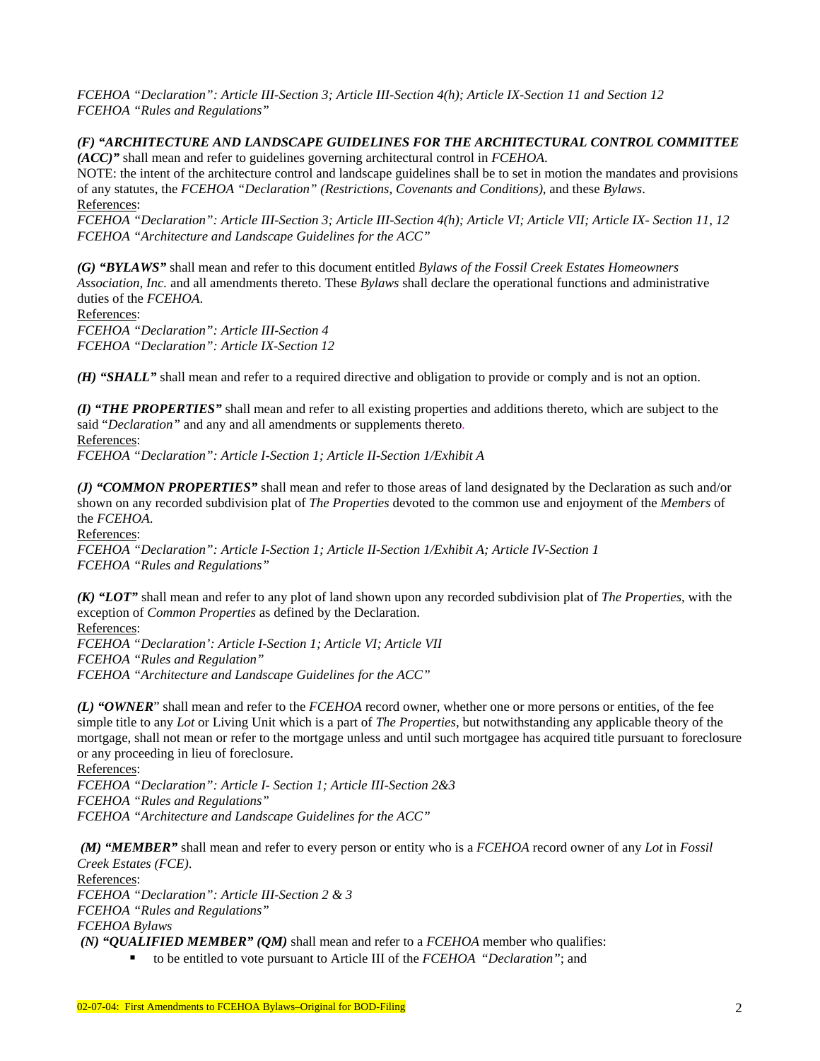*FCEHOA "Declaration": Article III-Section 3; Article III-Section 4(h); Article IX-Section 11 and Section 12*
*FCEHOA "Rules and Regulations"*

***(F) "ARCHITECTURE AND LANDSCAPE GUIDELINES FOR THE ARCHITECTURAL CONTROL COMMITTEE (ACC)"*** shall mean and refer to guidelines governing architectural control in *FCEHOA*.
NOTE: the intent of the architecture control and landscape guidelines shall be to set in motion the mandates and provisions of any statutes, the *FCEHOA "Declaration" (Restrictions, Covenants and Conditions)*, and these *Bylaws*.
References:
*FCEHOA "Declaration": Article III-Section 3; Article III-Section 4(h); Article VI; Article VII; Article IX- Section 11, 12*
*FCEHOA "Architecture and Landscape Guidelines for the ACC"*

***(G) "BYLAWS"*** shall mean and refer to this document entitled *Bylaws of the Fossil Creek Estates Homeowners Association, Inc.* and all amendments thereto. These *Bylaws* shall declare the operational functions and administrative duties of the *FCEHOA*.
References:
*FCEHOA "Declaration": Article III-Section 4*
*FCEHOA "Declaration": Article IX-Section 12*

***(H) "SHALL"*** shall mean and refer to a required directive and obligation to provide or comply and is not an option.

***(I) "THE PROPERTIES"*** shall mean and refer to all existing properties and additions thereto, which are subject to the said "*Declaration"* and any and all amendments or supplements thereto.
References:
*FCEHOA "Declaration": Article I-Section 1; Article II-Section 1/Exhibit A*

***(J) "COMMON PROPERTIES"*** shall mean and refer to those areas of land designated by the Declaration as such and/or shown on any recorded subdivision plat of *The Properties* devoted to the common use and enjoyment of the *Members* of the *FCEHOA*.
References:
*FCEHOA "Declaration": Article I-Section 1; Article II-Section 1/Exhibit A; Article IV-Section 1*
*FCEHOA "Rules and Regulations"*

***(K) "LOT"*** shall mean and refer to any plot of land shown upon any recorded subdivision plat of *The Properties*, with the exception of *Common Properties* as defined by the Declaration.
References:
*FCEHOA "Declaration': Article I-Section 1; Article VI; Article VII*
*FCEHOA "Rules and Regulation"*
*FCEHOA "Architecture and Landscape Guidelines for the ACC"*

***(L) "OWNER"*** shall mean and refer to the *FCEHOA* record owner, whether one or more persons or entities, of the fee simple title to any *Lot* or Living Unit which is a part of *The Properties*, but notwithstanding any applicable theory of the mortgage, shall not mean or refer to the mortgage unless and until such mortgagee has acquired title pursuant to foreclosure or any proceeding in lieu of foreclosure.
References:
*FCEHOA "Declaration": Article I- Section 1; Article III-Section 2&3*
*FCEHOA "Rules and Regulations"*
*FCEHOA "Architecture and Landscape Guidelines for the ACC"*

***(M) "MEMBER"*** shall mean and refer to every person or entity who is a *FCEHOA* record owner of any *Lot* in *Fossil Creek Estates (FCE)*.
References:
*FCEHOA "Declaration": Article III-Section 2 & 3*
*FCEHOA "Rules and Regulations"*
*FCEHOA Bylaws*

***(N) "QUALIFIED MEMBER" (QM)*** shall mean and refer to a *FCEHOA* member who qualifies:

- to be entitled to vote pursuant to Article III of the *FCEHOA "Declaration"*; and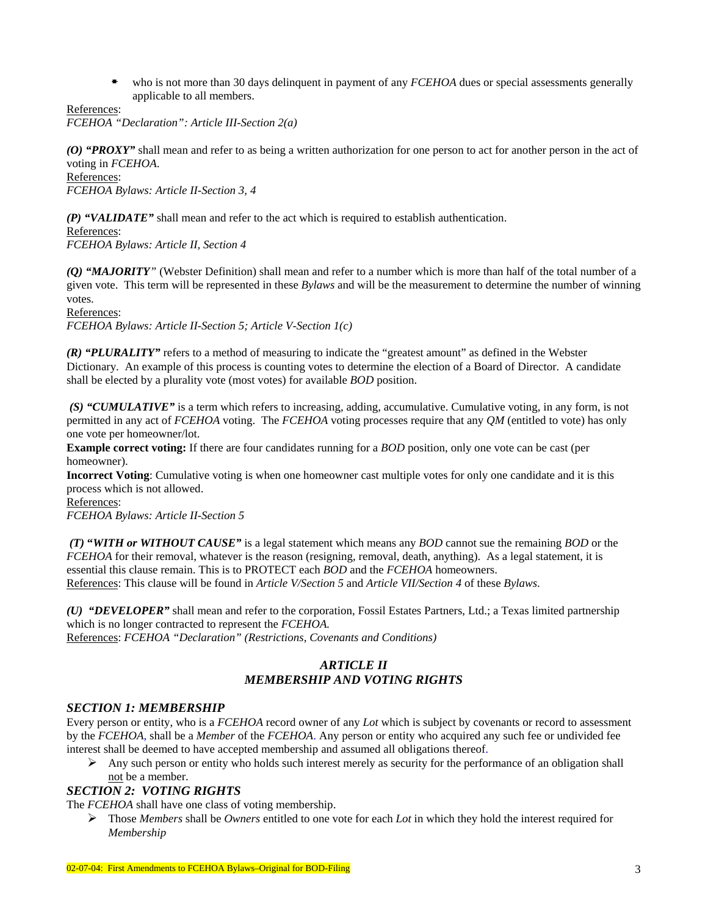- who is not more than 30 days delinquent in payment of any *FCEHOA* dues or special assessments generally applicable to all members.

References:
*FCEHOA "Declaration": Article III-Section 2(a)*

***(O) "PROXY"*** shall mean and refer to as being a written authorization for one person to act for another person in the act of voting in *FCEHOA.*
References:
*FCEHOA Bylaws: Article II-Section 3, 4*

***(P) "VALIDATE"*** shall mean and refer to the act which is required to establish authentication.
References:
*FCEHOA Bylaws: Article II, Section 4*

***(Q) "MAJORITY"*** (Webster Definition) shall mean and refer to a number which is more than half of the total number of a given vote. This term will be represented in these *Bylaws* and will be the measurement to determine the number of winning votes.
References:
*FCEHOA Bylaws: Article II-Section 5; Article V-Section 1(c)*

***(R) "PLURALITY"*** refers to a method of measuring to indicate the "greatest amount" as defined in the Webster Dictionary. An example of this process is counting votes to determine the election of a Board of Director. A candidate shall be elected by a plurality vote (most votes) for available *BOD* position.

***(S) "CUMULATIVE"*** is a term which refers to increasing, adding, accumulative. Cumulative voting, in any form, is not permitted in any act of *FCEHOA* voting. The *FCEHOA* voting processes require that any *QM* (entitled to vote) has only one vote per homeowner/lot.
**Example correct voting:** If there are four candidates running for a *BOD* position, only one vote can be cast (per homeowner).
**Incorrect Voting**: Cumulative voting is when one homeowner cast multiple votes for only one candidate and it is this process which is not allowed.
References:
*FCEHOA Bylaws: Article II-Section 5*

***(T) "WITH or WITHOUT CAUSE"*** is a legal statement which means any *BOD* cannot sue the remaining *BOD* or the *FCEHOA* for their removal, whatever is the reason (resigning, removal, death, anything). As a legal statement, it is essential this clause remain. This is to PROTECT each *BOD* and the *FCEHOA* homeowners.
References: This clause will be found in *Article V/Section 5* and *Article VII/Section 4* of these *Bylaws*.

***(U) "DEVELOPER"*** shall mean and refer to the corporation, Fossil Estates Partners, Ltd.; a Texas limited partnership which is no longer contracted to represent the *FCEHOA.*
References: *FCEHOA "Declaration" (Restrictions, Covenants and Conditions)*

## *ARTICLE II*
## *MEMBERSHIP AND VOTING RIGHTS*

### *SECTION 1: MEMBERSHIP*

Every person or entity, who is a *FCEHOA* record owner of any *Lot* which is subject by covenants or record to assessment by the *FCEHOA*, shall be a *Member* of the *FCEHOA*. Any person or entity who acquired any such fee or undivided fee interest shall be deemed to have accepted membership and assumed all obligations thereof.

- Any such person or entity who holds such interest merely as security for the performance of an obligation shall not be a member.

### *SECTION 2: VOTING RIGHTS*

The *FCEHOA* shall have one class of voting membership.

- Those *Members* shall be *Owners* entitled to one vote for each *Lot* in which they hold the interest required for *Membership*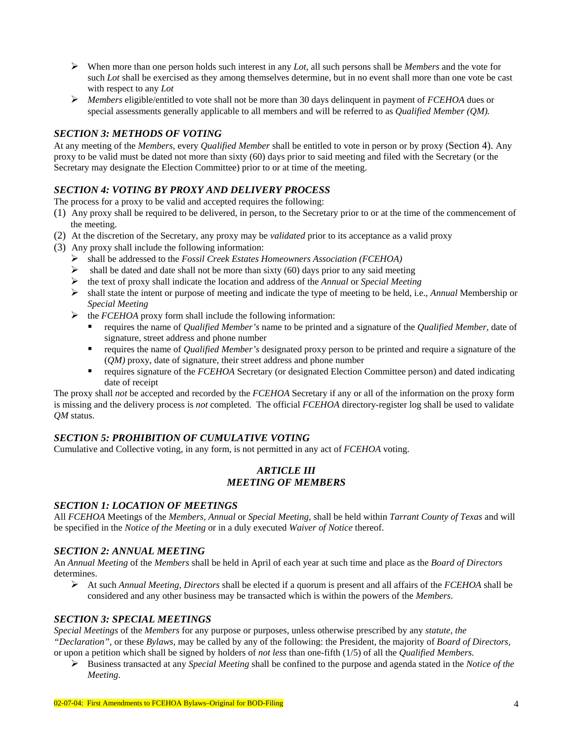- When more than one person holds such interest in any *Lot*, all such persons shall be *Members* and the vote for such *Lot* shall be exercised as they among themselves determine, but in no event shall more than one vote be cast with respect to any *Lot*
- *Members* eligible/entitled to vote shall not be more than 30 days delinquent in payment of *FCEHOA* dues or special assessments generally applicable to all members and will be referred to as *Qualified Member (QM).*

### *SECTION 3: METHODS OF VOTING*

At any meeting of the *Members*, every *Qualified Member* shall be entitled to vote in person or by proxy (Section 4). Any proxy to be valid must be dated not more than sixty (60) days prior to said meeting and filed with the Secretary (or the Secretary may designate the Election Committee) prior to or at time of the meeting.

### *SECTION 4: VOTING BY PROXY AND DELIVERY PROCESS*

The process for a proxy to be valid and accepted requires the following:

(1) Any proxy shall be required to be delivered, in person, to the Secretary prior to or at the time of the commencement of the meeting.

(2) At the discretion of the Secretary, any proxy may be *validated* prior to its acceptance as a valid proxy

(3) Any proxy shall include the following information:

- shall be addressed to the *Fossil Creek Estates Homeowners Association (FCEHOA)*
- shall be dated and date shall not be more than sixty (60) days prior to any said meeting
- the text of proxy shall indicate the location and address of the *Annual* or *Special Meeting*
- shall state the intent or purpose of meeting and indicate the type of meeting to be held, i.e., *Annual* Membership or *Special Meeting*
- the *FCEHOA* proxy form shall include the following information:
  - requires the name of *Qualified Member's* name to be printed and a signature of the *Qualified Member,* date of signature, street address and phone number
  - requires the name of *Qualified Member's* designated proxy person to be printed and require a signature of the (*QM)* proxy, date of signature, their street address and phone number
  - requires signature of the *FCEHOA* Secretary (or designated Election Committee person) and dated indicating date of receipt

The proxy shall *not* be accepted and recorded by the *FCEHOA* Secretary if any or all of the information on the proxy form is missing and the delivery process is *not* completed. The official *FCEHOA* directory-register log shall be used to validate *QM* status.

### *SECTION 5: PROHIBITION OF CUMULATIVE VOTING*

Cumulative and Collective voting, in any form, is not permitted in any act of *FCEHOA* voting.

## *ARTICLE III*
## *MEETING OF MEMBERS*

### *SECTION 1: LOCATION OF MEETINGS*

All *FCEHOA* Meetings of the *Members, Annual* or *Special Meeting*, shall be held within *Tarrant County of Texas* and will be specified in the *Notice of the Meeting* or in a duly executed *Waiver of Notice* thereof.

### *SECTION 2: ANNUAL MEETING*

An *Annual Meeting* of the *Members* shall be held in April of each year at such time and place as the *Board of Directors* determines.

- At such *Annual Meeting, Directors* shall be elected if a quorum is present and all affairs of the *FCEHOA* shall be considered and any other business may be transacted which is within the powers of the *Members*.

### *SECTION 3: SPECIAL MEETINGS*

*Special Meetings* of the *Members* for any purpose or purposes, unless otherwise prescribed by any *statute, the "Declaration",* or these *Bylaws,* may be called by any of the following: the President, the majority of *Board of Directors,* or upon a petition which shall be signed by holders of *not less* than one-fifth (1/5) of all the *Qualified Members.*

- Business transacted at any *Special Meeting* shall be confined to the purpose and agenda stated in the *Notice of the Meeting*.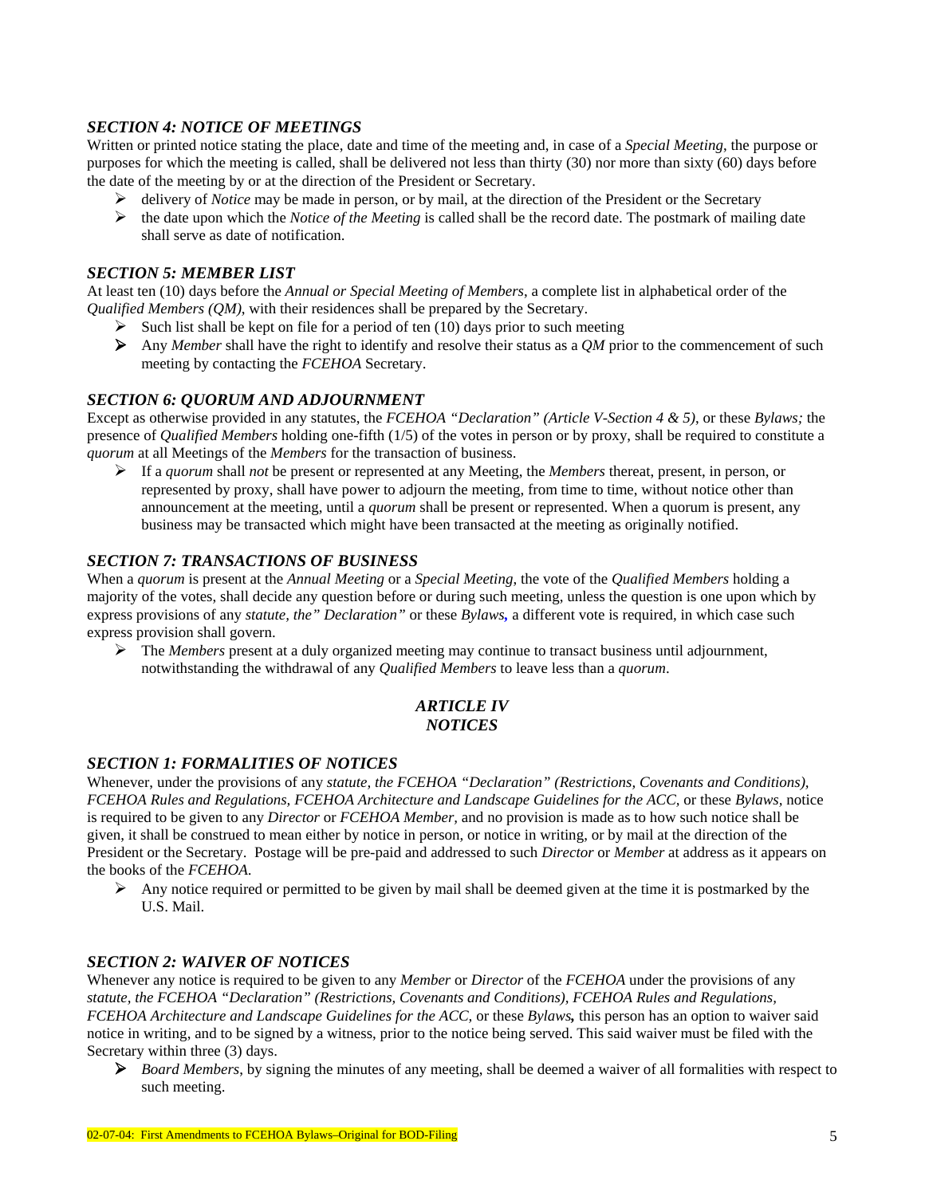### *SECTION 4: NOTICE OF MEETINGS*

Written or printed notice stating the place, date and time of the meeting and, in case of a *Special Meeting*, the purpose or purposes for which the meeting is called, shall be delivered not less than thirty (30) nor more than sixty (60) days before the date of the meeting by or at the direction of the President or Secretary.

- delivery of *Notice* may be made in person, or by mail, at the direction of the President or the Secretary
- the date upon which the *Notice of the Meeting* is called shall be the record date. The postmark of mailing date shall serve as date of notification.

### *SECTION 5: MEMBER LIST*

At least ten (10) days before the *Annual or Special Meeting of Members*, a complete list in alphabetical order of the *Qualified Members (QM)*, with their residences shall be prepared by the Secretary.

- Such list shall be kept on file for a period of ten (10) days prior to such meeting
- Any *Member* shall have the right to identify and resolve their status as a *QM* prior to the commencement of such meeting by contacting the *FCEHOA* Secretary.

### *SECTION 6: QUORUM AND ADJOURNMENT*

Except as otherwise provided in any statutes, the *FCEHOA "Declaration" (Article V-Section 4 & 5),* or these *Bylaws;* the presence of *Qualified Members* holding one-fifth (1/5) of the votes in person or by proxy, shall be required to constitute a *quorum* at all Meetings of the *Members* for the transaction of business.

- If a *quorum* shall *not* be present or represented at any Meeting, the *Members* thereat, present, in person, or represented by proxy, shall have power to adjourn the meeting, from time to time, without notice other than announcement at the meeting, until a *quorum* shall be present or represented. When a quorum is present, any business may be transacted which might have been transacted at the meeting as originally notified.

### *SECTION 7: TRANSACTIONS OF BUSINESS*

When a *quorum* is present at the *Annual Meeting* or a *Special Meeting*, the vote of the *Qualified Members* holding a majority of the votes, shall decide any question before or during such meeting, unless the question is one upon which by express provisions of any *statute, the" Declaration"* or these *Bylaws*, a different vote is required, in which case such express provision shall govern.

- The *Members* present at a duly organized meeting may continue to transact business until adjournment, notwithstanding the withdrawal of any *Qualified Members* to leave less than a *quorum*.

## *ARTICLE IV*
## *NOTICES*

### *SECTION 1: FORMALITIES OF NOTICES*

Whenever, under the provisions of any *statute, the FCEHOA "Declaration" (Restrictions, Covenants and Conditions), FCEHOA Rules and Regulations, FCEHOA Architecture and Landscape Guidelines for the ACC,* or these *Bylaws*, notice is required to be given to any *Director* or *FCEHOA Member*, and no provision is made as to how such notice shall be given, it shall be construed to mean either by notice in person, or notice in writing, or by mail at the direction of the President or the Secretary. Postage will be pre-paid and addressed to such *Director* or *Member* at address as it appears on the books of the *FCEHOA.*

- Any notice required or permitted to be given by mail shall be deemed given at the time it is postmarked by the U.S. Mail.

### *SECTION 2: WAIVER OF NOTICES*

Whenever any notice is required to be given to any *Member* or *Director* of the *FCEHOA* under the provisions of any *statute, the FCEHOA "Declaration" (Restrictions, Covenants and Conditions), FCEHOA Rules and Regulations, FCEHOA Architecture and Landscape Guidelines for the ACC,* or these *Bylaws***,** this person has an option to waiver said notice in writing, and to be signed by a witness, prior to the notice being served. This said waiver must be filed with the Secretary within three (3) days.

- *Board Members*, by signing the minutes of any meeting, shall be deemed a waiver of all formalities with respect to such meeting.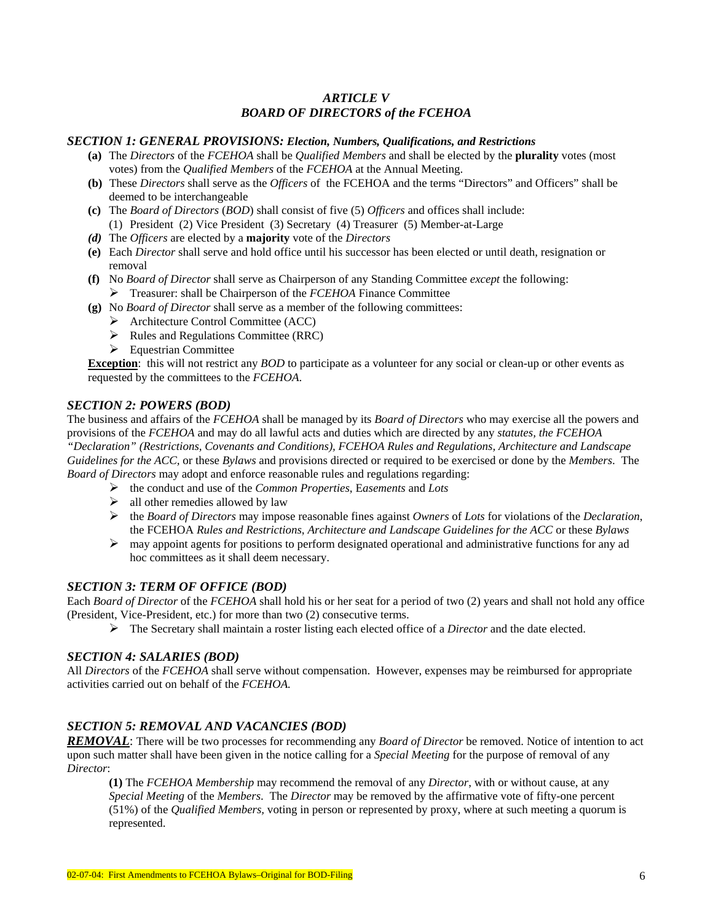## *ARTICLE V*
## *BOARD OF DIRECTORS of the FCEHOA*

### *SECTION 1: GENERAL PROVISIONS: Election, Numbers, Qualifications, and Restrictions*

**(a)** The *Directors* of the *FCEHOA* shall be *Qualified Members* and shall be elected by the **plurality** votes (most votes) from the *Qualified Members* of the *FCEHOA* at the Annual Meeting.

**(b)** These *Directors* shall serve as the *Officers* of the FCEHOA and the terms "Directors" and Officers" shall be deemed to be interchangeable

**(c)** The *Board of Directors* (*BOD*) shall consist of five (5) *Officers* and offices shall include:
(1) President (2) Vice President (3) Secretary (4) Treasurer (5) Member-at-Large

***(d)*** The *Officers* are elected by a **majority** vote of the *Directors*

**(e)** Each *Director* shall serve and hold office until his successor has been elected or until death, resignation or removal

**(f)** No *Board of Director* shall serve as Chairperson of any Standing Committee *except* the following:
- Treasurer: shall be Chairperson of the *FCEHOA* Finance Committee

**(g)** No *Board of Director* shall serve as a member of the following committees:
- Architecture Control Committee (ACC)
- Rules and Regulations Committee (RRC)
- Equestrian Committee

**Exception**: this will not restrict any *BOD* to participate as a volunteer for any social or clean-up or other events as requested by the committees to the *FCEHOA*.

### *SECTION 2: POWERS (BOD)*

The business and affairs of the *FCEHOA* shall be managed by its *Board of Directors* who may exercise all the powers and provisions of the *FCEHOA* and may do all lawful acts and duties which are directed by any *statutes, the FCEHOA "Declaration" (Restrictions, Covenants and Conditions), FCEHOA Rules and Regulations, Architecture and Landscape Guidelines for the ACC,* or these *Bylaws* and provisions directed or required to be exercised or done by the *Members*. The *Board of Directors* may adopt and enforce reasonable rules and regulations regarding:

- the conduct and use of the *Common Properties*, E*asements* and *Lots*
- all other remedies allowed by law
- the *Board of Directors* may impose reasonable fines against *Owners* of *Lots* for violations of the *Declaration*, the FCEHOA *Rules and Restrictions*, *Architecture and Landscape Guidelines for the ACC* or these *Bylaws*
- may appoint agents for positions to perform designated operational and administrative functions for any ad hoc committees as it shall deem necessary.

### *SECTION 3: TERM OF OFFICE (BOD)*

Each *Board of Director* of the *FCEHOA* shall hold his or her seat for a period of two (2) years and shall not hold any office (President, Vice-President, etc.) for more than two (2) consecutive terms.

- The Secretary shall maintain a roster listing each elected office of a *Director* and the date elected.

### *SECTION 4: SALARIES (BOD)*

All *Directors* of the *FCEHOA* shall serve without compensation. However, expenses may be reimbursed for appropriate activities carried out on behalf of the *FCEHOA.*

### *SECTION 5: REMOVAL AND VACANCIES (BOD)*

***REMOVAL***: There will be two processes for recommending any *Board of Director* be removed. Notice of intention to act upon such matter shall have been given in the notice calling for a *Special Meeting* for the purpose of removal of any *Director*:

**(1)** The *FCEHOA Membership* may recommend the removal of any *Director*, with or without cause, at any *Special Meeting* of the *Members*. The *Director* may be removed by the affirmative vote of fifty-one percent (51%) of the *Qualified Members*, voting in person or represented by proxy, where at such meeting a quorum is represented.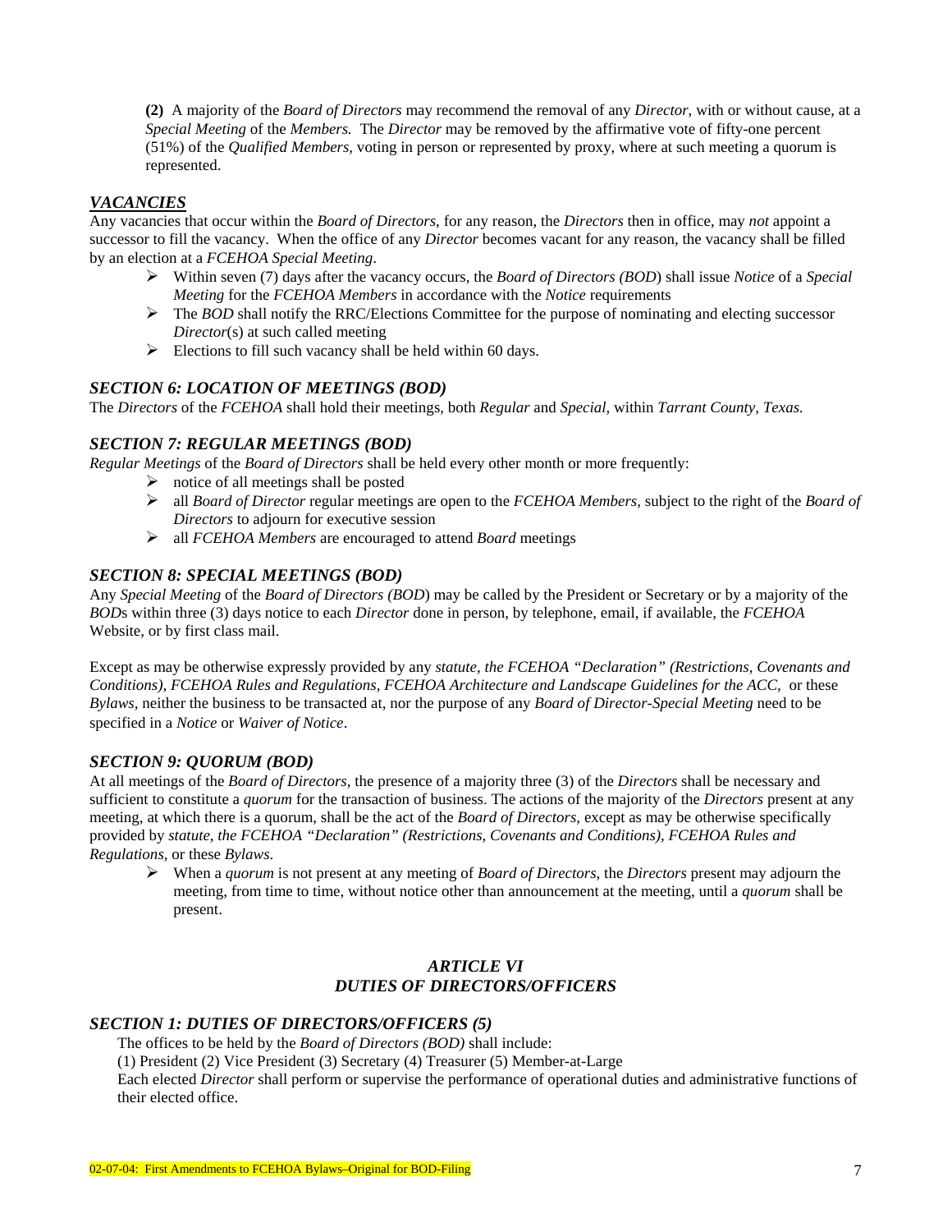**(2)** A majority of the *Board of Directors* may recommend the removal of any *Director*, with or without cause, at a *Special Meeting* of the *Members.* The *Director* may be removed by the affirmative vote of fifty-one percent (51%) of the *Qualified Members*, voting in person or represented by proxy, where at such meeting a quorum is represented.

### ***VACANCIES***

Any vacancies that occur within the *Board of Directors*, for any reason, the *Directors* then in office, may *not* appoint a successor to fill the vacancy. When the office of any *Director* becomes vacant for any reason, the vacancy shall be filled by an election at a *FCEHOA Special Meeting*.

- Within seven (7) days after the vacancy occurs, the *Board of Directors (BOD*) shall issue *Notice* of a *Special Meeting* for the *FCEHOA Members* in accordance with the *Notice* requirements
- The *BOD* shall notify the RRC/Elections Committee for the purpose of nominating and electing successor *Director*(s) at such called meeting
- Elections to fill such vacancy shall be held within 60 days.

### *SECTION 6: LOCATION OF MEETINGS (BOD)*

The *Directors* of the *FCEHOA* shall hold their meetings, both *Regular* and *Special*, within *Tarrant County, Texas.*

### *SECTION 7: REGULAR MEETINGS (BOD)*

*Regular Meetings* of the *Board of Directors* shall be held every other month or more frequently:

- notice of all meetings shall be posted
- all *Board of Director* regular meetings are open to the *FCEHOA Members*, subject to the right of the *Board of Directors* to adjourn for executive session
- all *FCEHOA Members* are encouraged to attend *Board* meetings

### *SECTION 8: SPECIAL MEETINGS (BOD)*

Any *Special Meeting* of the *Board of Directors (BOD*) may be called by the President or Secretary or by a majority of the *BOD*s within three (3) days notice to each *Director* done in person, by telephone, email, if available, the *FCEHOA* Website, or by first class mail.

Except as may be otherwise expressly provided by any *statute, the FCEHOA "Declaration" (Restrictions, Covenants and Conditions), FCEHOA Rules and Regulations, FCEHOA Architecture and Landscape Guidelines for the ACC*, or these *Bylaws*, neither the business to be transacted at, nor the purpose of any *Board of Director-Special Meeting* need to be specified in a *Notice* or *Waiver of Notice*.

### *SECTION 9: QUORUM (BOD)*

At all meetings of the *Board of Directors*, the presence of a majority three (3) of the *Directors* shall be necessary and sufficient to constitute a *quorum* for the transaction of business. The actions of the majority of the *Directors* present at any meeting, at which there is a quorum, shall be the act of the *Board of Directors*, except as may be otherwise specifically provided by *statute, the FCEHOA "Declaration" (Restrictions, Covenants and Conditions), FCEHOA Rules and Regulations*, or these *Bylaws*.

- When a *quorum* is not present at any meeting of *Board of Directors*, the *Directors* present may adjourn the meeting, from time to time, without notice other than announcement at the meeting, until a *quorum* shall be present.

## *ARTICLE VI*
## *DUTIES OF DIRECTORS/OFFICERS*

### *SECTION 1: DUTIES OF DIRECTORS/OFFICERS (5)*

The offices to be held by the *Board of Directors (BOD)* shall include:

(1) President (2) Vice President (3) Secretary (4) Treasurer (5) Member-at-Large

Each elected *Director* shall perform or supervise the performance of operational duties and administrative functions of their elected office.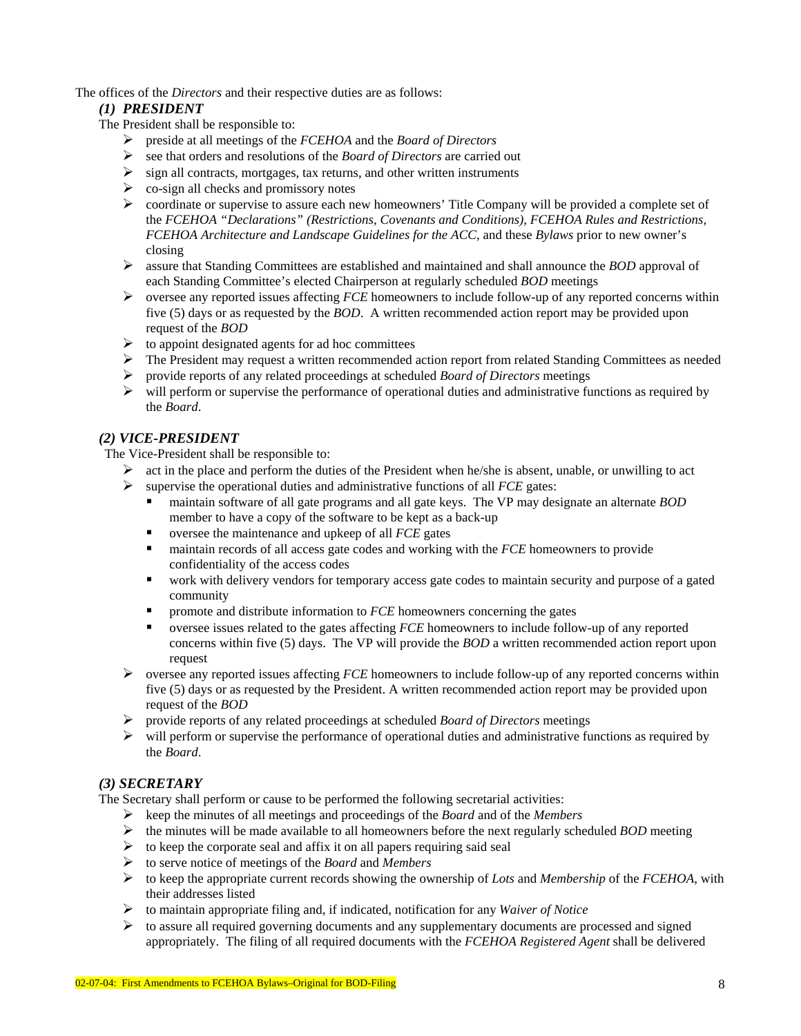The offices of the *Directors* and their respective duties are as follows:

### *(1) PRESIDENT*

The President shall be responsible to:

- preside at all meetings of the *FCEHOA* and the *Board of Directors*
- see that orders and resolutions of the *Board of Directors* are carried out
- sign all contracts, mortgages, tax returns, and other written instruments
- co-sign all checks and promissory notes
- coordinate or supervise to assure each new homeowners' Title Company will be provided a complete set of the *FCEHOA "Declarations" (Restrictions, Covenants and Conditions), FCEHOA Rules and Restrictions, FCEHOA Architecture and Landscape Guidelines for the ACC,* and these *Bylaws* prior to new owner's closing
- assure that Standing Committees are established and maintained and shall announce the *BOD* approval of each Standing Committee's elected Chairperson at regularly scheduled *BOD* meetings
- oversee any reported issues affecting *FCE* homeowners to include follow-up of any reported concerns within five (5) days or as requested by the *BOD*. A written recommended action report may be provided upon request of the *BOD*
- to appoint designated agents for ad hoc committees
- The President may request a written recommended action report from related Standing Committees as needed
- provide reports of any related proceedings at scheduled *Board of Directors* meetings
- will perform or supervise the performance of operational duties and administrative functions as required by the *Board*.

### *(2) VICE-PRESIDENT*

The Vice-President shall be responsible to:

- act in the place and perform the duties of the President when he/she is absent, unable, or unwilling to act
- supervise the operational duties and administrative functions of all *FCE* gates:
  - maintain software of all gate programs and all gate keys. The VP may designate an alternate *BOD* member to have a copy of the software to be kept as a back-up
  - oversee the maintenance and upkeep of all *FCE* gates
  - maintain records of all access gate codes and working with the *FCE* homeowners to provide confidentiality of the access codes
  - work with delivery vendors for temporary access gate codes to maintain security and purpose of a gated community
  - promote and distribute information to *FCE* homeowners concerning the gates
  - oversee issues related to the gates affecting *FCE* homeowners to include follow-up of any reported concerns within five (5) days. The VP will provide the *BOD* a written recommended action report upon request
- oversee any reported issues affecting *FCE* homeowners to include follow-up of any reported concerns within five (5) days or as requested by the President. A written recommended action report may be provided upon request of the *BOD*
- provide reports of any related proceedings at scheduled *Board of Directors* meetings
- will perform or supervise the performance of operational duties and administrative functions as required by the *Board*.

### *(3) SECRETARY*

The Secretary shall perform or cause to be performed the following secretarial activities:

- keep the minutes of all meetings and proceedings of the *Board* and of the *Members*
- the minutes will be made available to all homeowners before the next regularly scheduled *BOD* meeting
- to keep the corporate seal and affix it on all papers requiring said seal
- to serve notice of meetings of the *Board* and *Members*
- to keep the appropriate current records showing the ownership of *Lots* and *Membership* of the *FCEHOA*, with their addresses listed
- to maintain appropriate filing and, if indicated, notification for any *Waiver of Notice*
- to assure all required governing documents and any supplementary documents are processed and signed appropriately. The filing of all required documents with the *FCEHOA Registered Agent* shall be delivered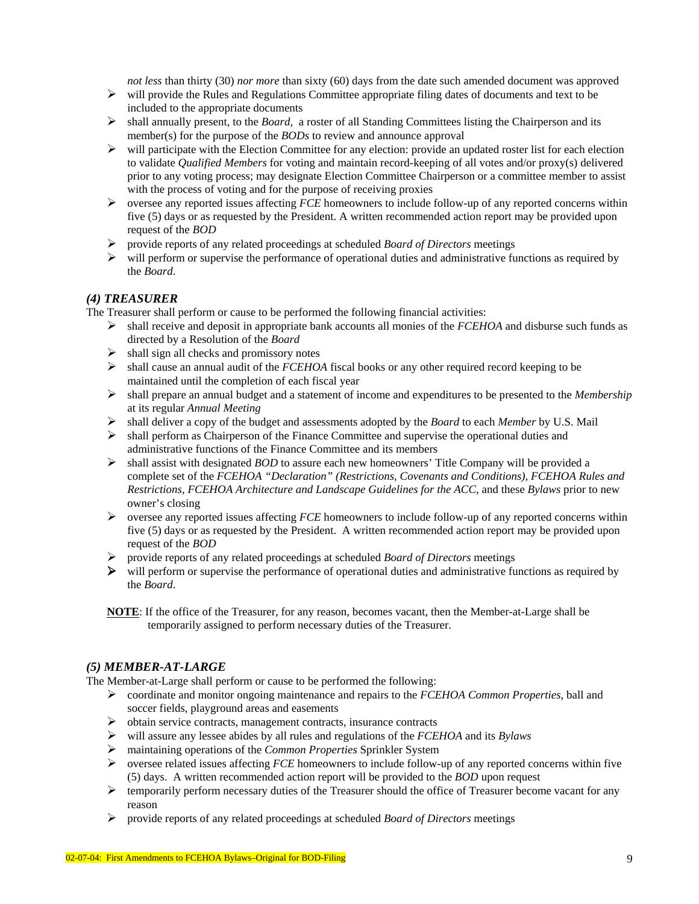*not less* than thirty (30) *nor more* than sixty (60) days from the date such amended document was approved

- will provide the Rules and Regulations Committee appropriate filing dates of documents and text to be included to the appropriate documents
- shall annually present, to the *Board,* a roster of all Standing Committees listing the Chairperson and its member(s) for the purpose of the *BODs* to review and announce approval
- will participate with the Election Committee for any election: provide an updated roster list for each election to validate *Qualified Members* for voting and maintain record-keeping of all votes and/or proxy(s) delivered prior to any voting process; may designate Election Committee Chairperson or a committee member to assist with the process of voting and for the purpose of receiving proxies
- oversee any reported issues affecting *FCE* homeowners to include follow-up of any reported concerns within five (5) days or as requested by the President. A written recommended action report may be provided upon request of the *BOD*
- provide reports of any related proceedings at scheduled *Board of Directors* meetings
- will perform or supervise the performance of operational duties and administrative functions as required by the *Board*.

### *(4) TREASURER*

The Treasurer shall perform or cause to be performed the following financial activities:

- shall receive and deposit in appropriate bank accounts all monies of the *FCEHOA* and disburse such funds as directed by a Resolution of the *Board*
- shall sign all checks and promissory notes
- shall cause an annual audit of the *FCEHOA* fiscal books or any other required record keeping to be maintained until the completion of each fiscal year
- shall prepare an annual budget and a statement of income and expenditures to be presented to the *Membership* at its regular *Annual Meeting*
- shall deliver a copy of the budget and assessments adopted by the *Board* to each *Member* by U.S. Mail
- shall perform as Chairperson of the Finance Committee and supervise the operational duties and administrative functions of the Finance Committee and its members
- shall assist with designated *BOD* to assure each new homeowners' Title Company will be provided a complete set of the *FCEHOA "Declaration" (Restrictions, Covenants and Conditions), FCEHOA Rules and Restrictions, FCEHOA Architecture and Landscape Guidelines for the ACC,* and these *Bylaws* prior to new owner's closing
- oversee any reported issues affecting *FCE* homeowners to include follow-up of any reported concerns within five (5) days or as requested by the President. A written recommended action report may be provided upon request of the *BOD*
- provide reports of any related proceedings at scheduled *Board of Directors* meetings
- will perform or supervise the performance of operational duties and administrative functions as required by the *Board*.

**<u>NOTE</u>**: If the office of the Treasurer, for any reason, becomes vacant, then the Member-at-Large shall be temporarily assigned to perform necessary duties of the Treasurer.

### *(5) MEMBER-AT-LARGE*

The Member-at-Large shall perform or cause to be performed the following:

- coordinate and monitor ongoing maintenance and repairs to the *FCEHOA Common Properties*, ball and soccer fields, playground areas and easements
- obtain service contracts, management contracts, insurance contracts
- will assure any lessee abides by all rules and regulations of the *FCEHOA* and its *Bylaws*
- maintaining operations of the *Common Properties* Sprinkler System
- oversee related issues affecting *FCE* homeowners to include follow-up of any reported concerns within five (5) days. A written recommended action report will be provided to the *BOD* upon request
- temporarily perform necessary duties of the Treasurer should the office of Treasurer become vacant for any reason
- provide reports of any related proceedings at scheduled *Board of Directors* meetings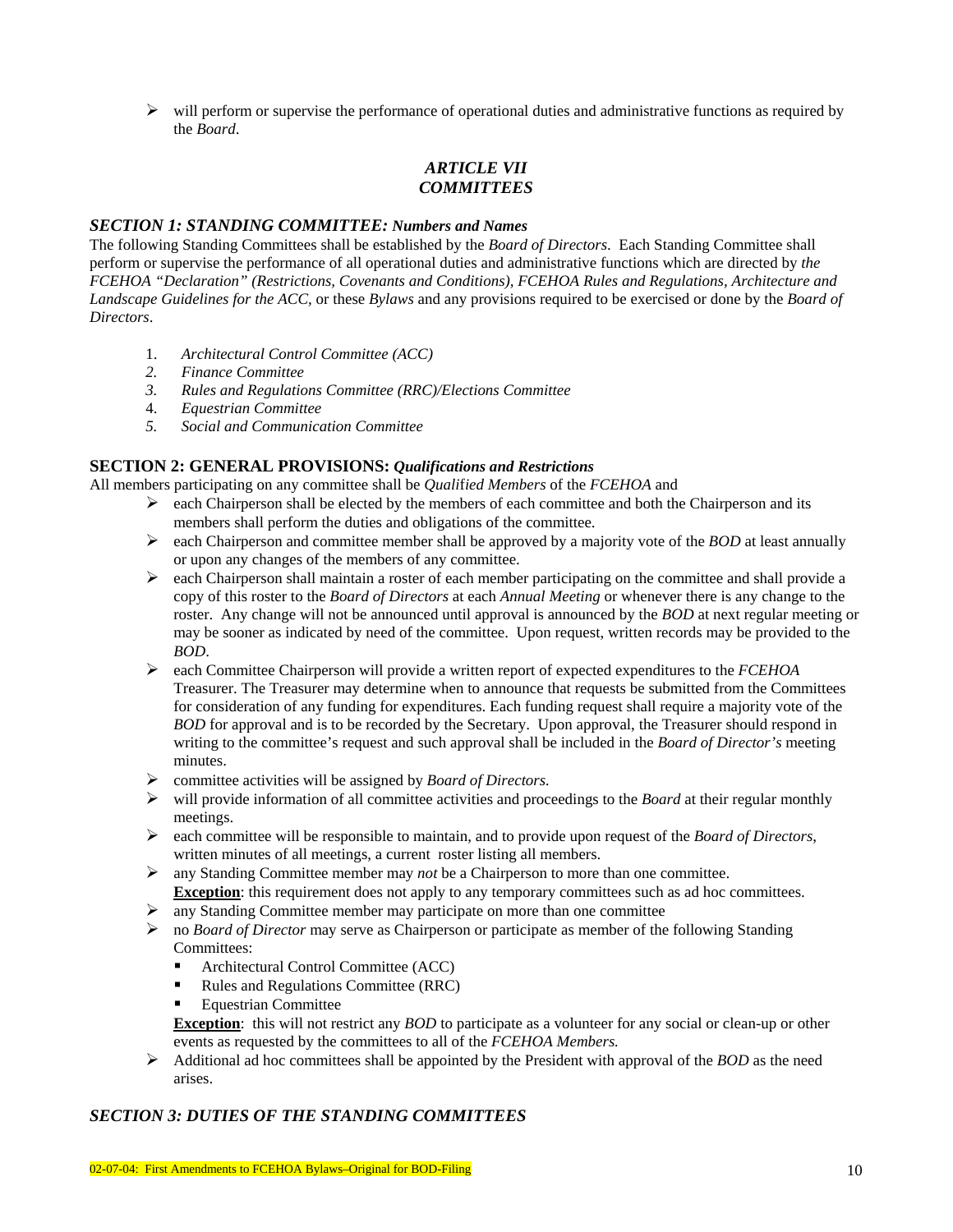- will perform or supervise the performance of operational duties and administrative functions as required by the *Board*.

## *ARTICLE VII*
## *COMMITTEES*

### *SECTION 1: STANDING COMMITTEE: Numbers and Names*

The following Standing Committees shall be established by the *Board of Directors*. Each Standing Committee shall perform or supervise the performance of all operational duties and administrative functions which are directed by *the FCEHOA "Declaration" (Restrictions, Covenants and Conditions), FCEHOA Rules and Regulations, Architecture and Landscape Guidelines for the ACC,* or these *Bylaws* and any provisions required to be exercised or done by the *Board of Directors*.

1. *Architectural Control Committee (ACC)*
2. *Finance Committee*
3. *Rules and Regulations Committee (RRC)/Elections Committee*
4. *Equestrian Committee*
5. *Social and Communication Committee*

### SECTION 2: GENERAL PROVISIONS: *Qualifications and Restrictions*

All members participating on any committee shall be *Qualified Members* of the *FCEHOA* and

- each Chairperson shall be elected by the members of each committee and both the Chairperson and its members shall perform the duties and obligations of the committee.
- each Chairperson and committee member shall be approved by a majority vote of the *BOD* at least annually or upon any changes of the members of any committee.
- each Chairperson shall maintain a roster of each member participating on the committee and shall provide a copy of this roster to the *Board of Directors* at each *Annual Meeting* or whenever there is any change to the roster. Any change will not be announced until approval is announced by the *BOD* at next regular meeting or may be sooner as indicated by need of the committee. Upon request, written records may be provided to the *BOD*.
- each Committee Chairperson will provide a written report of expected expenditures to the *FCEHOA* Treasurer. The Treasurer may determine when to announce that requests be submitted from the Committees for consideration of any funding for expenditures. Each funding request shall require a majority vote of the *BOD* for approval and is to be recorded by the Secretary. Upon approval, the Treasurer should respond in writing to the committee's request and such approval shall be included in the *Board of Director's* meeting minutes.
- committee activities will be assigned by *Board of Directors.*
- will provide information of all committee activities and proceedings to the *Board* at their regular monthly meetings.
- each committee will be responsible to maintain, and to provide upon request of the *Board of Directors*, written minutes of all meetings, a current roster listing all members.
- any Standing Committee member may *not* be a Chairperson to more than one committee.
  **Exception**: this requirement does not apply to any temporary committees such as ad hoc committees.
- any Standing Committee member may participate on more than one committee
- no *Board of Director* may serve as Chairperson or participate as member of the following Standing Committees:
  - Architectural Control Committee (ACC)
  - Rules and Regulations Committee (RRC)
  - Equestrian Committee

  **Exception**: this will not restrict any *BOD* to participate as a volunteer for any social or clean-up or other events as requested by the committees to all of the *FCEHOA Members.*
- Additional ad hoc committees shall be appointed by the President with approval of the *BOD* as the need arises.

### *SECTION 3: DUTIES OF THE STANDING COMMITTEES*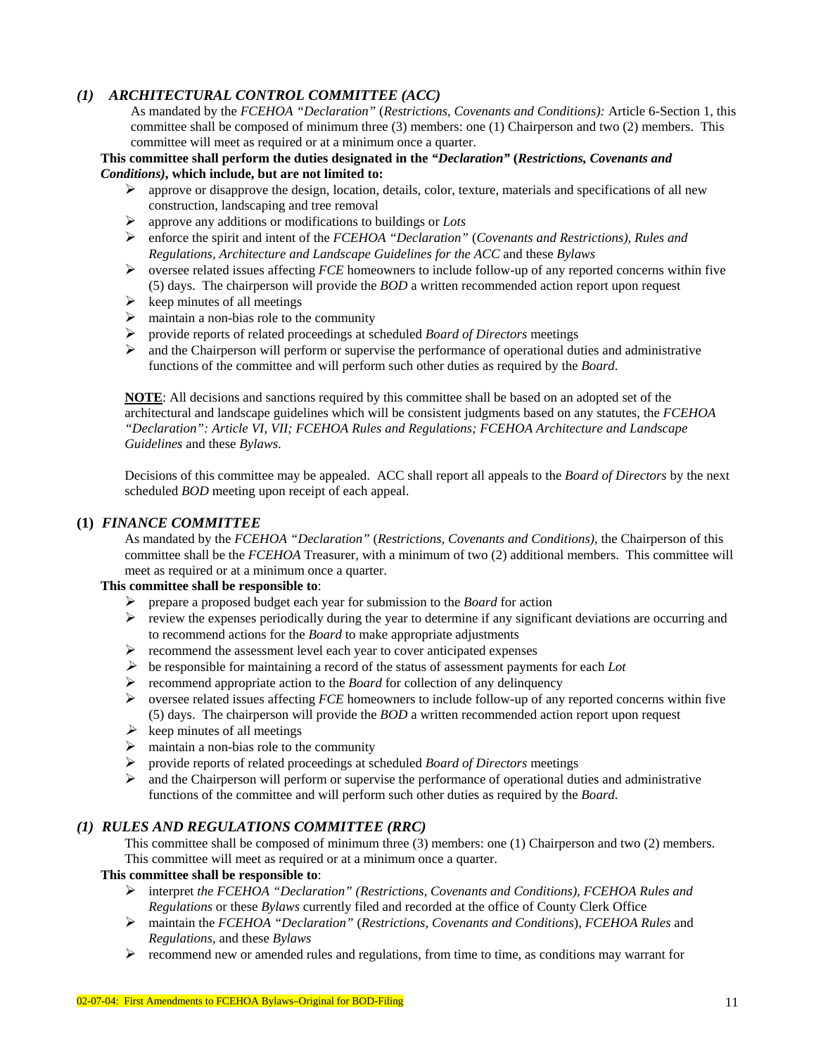### *(1) ARCHITECTURAL CONTROL COMMITTEE (ACC)*

As mandated by the *FCEHOA "Declaration"* (*Restrictions, Covenants and Conditions):* Article 6-Section 1, this committee shall be composed of minimum three (3) members: one (1) Chairperson and two (2) members. This committee will meet as required or at a minimum once a quarter.

**This committee shall perform the duties designated in the *"Declaration"* (*Restrictions, Covenants and Conditions)*, which include, but are not limited to:**

- approve or disapprove the design, location, details, color, texture, materials and specifications of all new construction, landscaping and tree removal
- approve any additions or modifications to buildings or *Lots*
- enforce the spirit and intent of the *FCEHOA "Declaration"* (*Covenants and Restrictions), Rules and Regulations, Architecture and Landscape Guidelines for the ACC* and these *Bylaws*
- oversee related issues affecting *FCE* homeowners to include follow-up of any reported concerns within five (5) days. The chairperson will provide the *BOD* a written recommended action report upon request
- keep minutes of all meetings
- maintain a non-bias role to the community
- provide reports of related proceedings at scheduled *Board of Directors* meetings
- and the Chairperson will perform or supervise the performance of operational duties and administrative functions of the committee and will perform such other duties as required by the *Board*.

**<u>NOTE</u>**: All decisions and sanctions required by this committee shall be based on an adopted set of the architectural and landscape guidelines which will be consistent judgments based on any statutes, the *FCEHOA "Declaration": Article VI, VII; FCEHOA Rules and Regulations; FCEHOA Architecture and Landscape Guidelines* and these *Bylaws*.

Decisions of this committee may be appealed. ACC shall report all appeals to the *Board of Directors* by the next scheduled *BOD* meeting upon receipt of each appeal.

### (1) *FINANCE COMMITTEE*

As mandated by the *FCEHOA "Declaration"* (*Restrictions, Covenants and Conditions),* the Chairperson of this committee shall be the *FCEHOA* Treasurer, with a minimum of two (2) additional members. This committee will meet as required or at a minimum once a quarter.

**This committee shall be responsible to**:

- prepare a proposed budget each year for submission to the *Board* for action
- review the expenses periodically during the year to determine if any significant deviations are occurring and to recommend actions for the *Board* to make appropriate adjustments
- recommend the assessment level each year to cover anticipated expenses
- be responsible for maintaining a record of the status of assessment payments for each *Lot*
- recommend appropriate action to the *Board* for collection of any delinquency
- oversee related issues affecting *FCE* homeowners to include follow-up of any reported concerns within five (5) days. The chairperson will provide the *BOD* a written recommended action report upon request
- keep minutes of all meetings
- maintain a non-bias role to the community
- provide reports of related proceedings at scheduled *Board of Directors* meetings
- and the Chairperson will perform or supervise the performance of operational duties and administrative functions of the committee and will perform such other duties as required by the *Board*.

### *(1) RULES AND REGULATIONS COMMITTEE (RRC)*

This committee shall be composed of minimum three (3) members: one (1) Chairperson and two (2) members. This committee will meet as required or at a minimum once a quarter.

**This committee shall be responsible to**:

- interpret *the FCEHOA "Declaration" (Restrictions, Covenants and Conditions), FCEHOA Rules and Regulations* or these *Bylaws* currently filed and recorded at the office of County Clerk Office
- maintain the *FCEHOA "Declaration"* (*Restrictions, Covenants and Conditions*), *FCEHOA Rules* and *Regulations,* and these *Bylaws*
- recommend new or amended rules and regulations, from time to time, as conditions may warrant for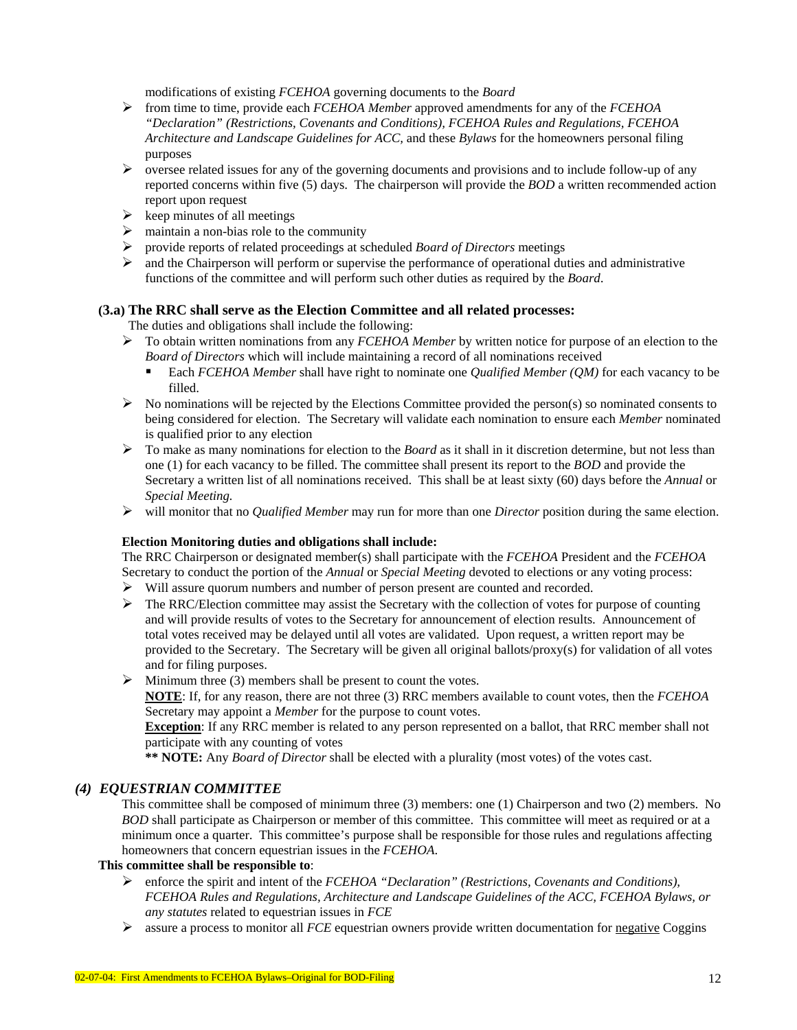modifications of existing *FCEHOA* governing documents to the *Board*

- from time to time, provide each *FCEHOA Member* approved amendments for any of the *FCEHOA "Declaration" (Restrictions, Covenants and Conditions), FCEHOA Rules and Regulations, FCEHOA Architecture and Landscape Guidelines for ACC,* and these *Bylaws* for the homeowners personal filing purposes
- oversee related issues for any of the governing documents and provisions and to include follow-up of any reported concerns within five (5) days. The chairperson will provide the *BOD* a written recommended action report upon request
- keep minutes of all meetings
- maintain a non-bias role to the community
- provide reports of related proceedings at scheduled *Board of Directors* meetings
- and the Chairperson will perform or supervise the performance of operational duties and administrative functions of the committee and will perform such other duties as required by the *Board*.

**(3.a) The RRC shall serve as the Election Committee and all related processes:**

The duties and obligations shall include the following:

- To obtain written nominations from any *FCEHOA Member* by written notice for purpose of an election to the *Board of Directors* which will include maintaining a record of all nominations received
  - Each *FCEHOA Member* shall have right to nominate one *Qualified Member (QM)* for each vacancy to be filled.
- No nominations will be rejected by the Elections Committee provided the person(s) so nominated consents to being considered for election. The Secretary will validate each nomination to ensure each *Member* nominated is qualified prior to any election
- To make as many nominations for election to the *Board* as it shall in it discretion determine, but not less than one (1) for each vacancy to be filled. The committee shall present its report to the *BOD* and provide the Secretary a written list of all nominations received. This shall be at least sixty (60) days before the *Annual* or *Special Meeting.*
- will monitor that no *Qualified Member* may run for more than one *Director* position during the same election.

**Election Monitoring duties and obligations shall include:**

The RRC Chairperson or designated member(s) shall participate with the *FCEHOA* President and the *FCEHOA* Secretary to conduct the portion of the *Annual* or *Special Meeting* devoted to elections or any voting process:

- Will assure quorum numbers and number of person present are counted and recorded.
- The RRC/Election committee may assist the Secretary with the collection of votes for purpose of counting and will provide results of votes to the Secretary for announcement of election results. Announcement of total votes received may be delayed until all votes are validated. Upon request, a written report may be provided to the Secretary. The Secretary will be given all original ballots/proxy(s) for validation of all votes and for filing purposes.
- Minimum three (3) members shall be present to count the votes.
  **<u>NOTE</u>**: If, for any reason, there are not three (3) RRC members available to count votes, then the *FCEHOA* Secretary may appoint a *Member* for the purpose to count votes.
  **<u>Exception</u>**: If any RRC member is related to any person represented on a ballot, that RRC member shall not participate with any counting of votes
  **\*\* NOTE:** Any *Board of Director* shall be elected with a plurality (most votes) of the votes cast.

### *(4) EQUESTRIAN COMMITTEE*

This committee shall be composed of minimum three (3) members: one (1) Chairperson and two (2) members. No *BOD* shall participate as Chairperson or member of this committee. This committee will meet as required or at a minimum once a quarter. This committee's purpose shall be responsible for those rules and regulations affecting homeowners that concern equestrian issues in the *FCEHOA.*

**This committee shall be responsible to**:

- enforce the spirit and intent of the *FCEHOA "Declaration" (Restrictions, Covenants and Conditions), FCEHOA Rules and Regulations, Architecture and Landscape Guidelines of the ACC, FCEHOA Bylaws, or any statutes* related to equestrian issues in *FCE*
- assure a process to monitor all *FCE* equestrian owners provide written documentation for <u>negative</u> Coggins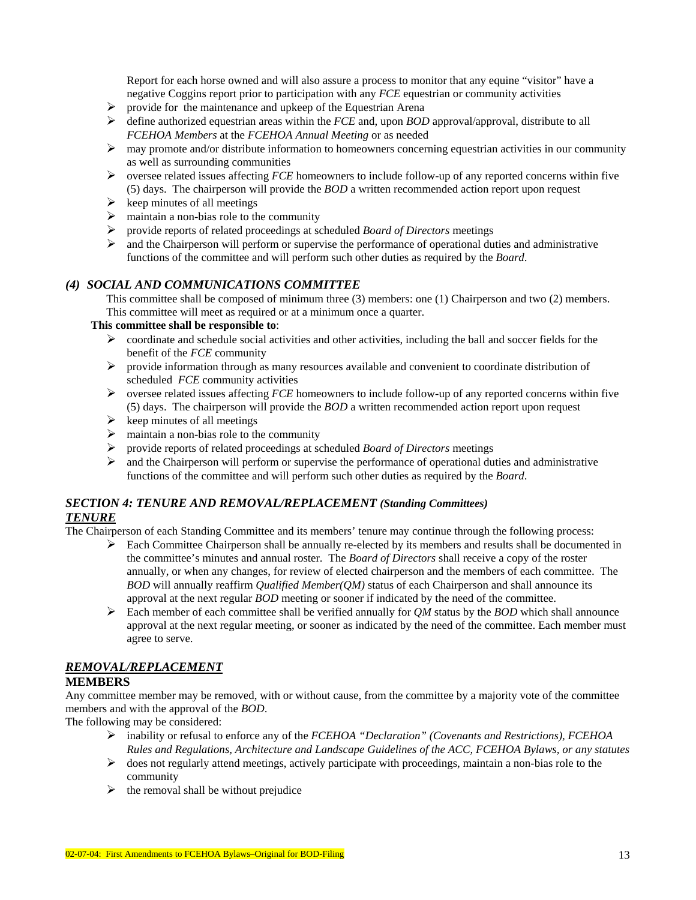Report for each horse owned and will also assure a process to monitor that any equine "visitor" have a negative Coggins report prior to participation with any *FCE* equestrian or community activities

- provide for the maintenance and upkeep of the Equestrian Arena
- define authorized equestrian areas within the *FCE* and, upon *BOD* approval/approval, distribute to all *FCEHOA Members* at the *FCEHOA Annual Meeting* or as needed
- may promote and/or distribute information to homeowners concerning equestrian activities in our community as well as surrounding communities
- oversee related issues affecting *FCE* homeowners to include follow-up of any reported concerns within five (5) days. The chairperson will provide the *BOD* a written recommended action report upon request
- keep minutes of all meetings
- maintain a non-bias role to the community
- provide reports of related proceedings at scheduled *Board of Directors* meetings
- and the Chairperson will perform or supervise the performance of operational duties and administrative functions of the committee and will perform such other duties as required by the *Board*.

### *(4) SOCIAL AND COMMUNICATIONS COMMITTEE*

This committee shall be composed of minimum three (3) members: one (1) Chairperson and two (2) members. This committee will meet as required or at a minimum once a quarter.

**This committee shall be responsible to**:

- coordinate and schedule social activities and other activities, including the ball and soccer fields for the benefit of the *FCE* community
- provide information through as many resources available and convenient to coordinate distribution of scheduled *FCE* community activities
- oversee related issues affecting *FCE* homeowners to include follow-up of any reported concerns within five (5) days. The chairperson will provide the *BOD* a written recommended action report upon request
- keep minutes of all meetings
- maintain a non-bias role to the community
- provide reports of related proceedings at scheduled *Board of Directors* meetings
- and the Chairperson will perform or supervise the performance of operational duties and administrative functions of the committee and will perform such other duties as required by the *Board*.

## *SECTION 4: TENURE AND REMOVAL/REPLACEMENT (Standing Committees)*

### *TENURE*

The Chairperson of each Standing Committee and its members' tenure may continue through the following process:

- Each Committee Chairperson shall be annually re-elected by its members and results shall be documented in the committee's minutes and annual roster. The *Board of Directors* shall receive a copy of the roster annually, or when any changes, for review of elected chairperson and the members of each committee. The *BOD* will annually reaffirm *Qualified Member(QM)* status of each Chairperson and shall announce its approval at the next regular *BOD* meeting or sooner if indicated by the need of the committee.
- Each member of each committee shall be verified annually for *QM* status by the *BOD* which shall announce approval at the next regular meeting, or sooner as indicated by the need of the committee. Each member must agree to serve.

### *REMOVAL/REPLACEMENT*

**MEMBERS**

Any committee member may be removed, with or without cause, from the committee by a majority vote of the committee members and with the approval of the *BOD*.

The following may be considered:

- inability or refusal to enforce any of the *FCEHOA "Declaration" (Covenants and Restrictions), FCEHOA Rules and Regulations, Architecture and Landscape Guidelines of the ACC, FCEHOA Bylaws, or any statutes*
- does not regularly attend meetings, actively participate with proceedings, maintain a non-bias role to the community
- the removal shall be without prejudice

02-07-04: First Amendments to FCEHOA Bylaws–Original for BOD-Filing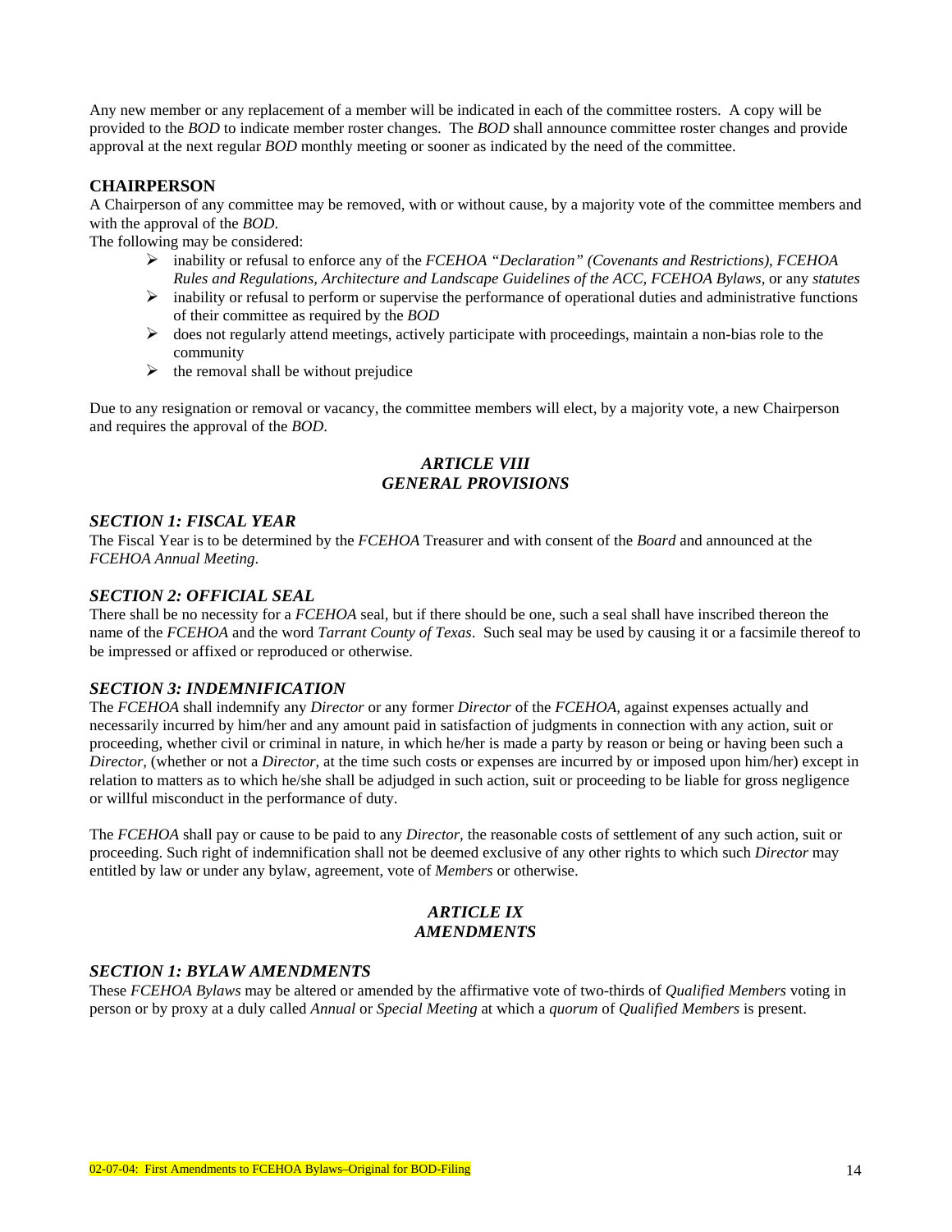Any new member or any replacement of a member will be indicated in each of the committee rosters. A copy will be provided to the *BOD* to indicate member roster changes. The *BOD* shall announce committee roster changes and provide approval at the next regular *BOD* monthly meeting or sooner as indicated by the need of the committee.

### CHAIRPERSON

A Chairperson of any committee may be removed, with or without cause, by a majority vote of the committee members and with the approval of the *BOD*.

The following may be considered:

- inability or refusal to enforce any of the *FCEHOA "Declaration" (Covenants and Restrictions), FCEHOA Rules and Regulations, Architecture and Landscape Guidelines of the ACC, FCEHOA Bylaws,* or any *statutes*
- inability or refusal to perform or supervise the performance of operational duties and administrative functions of their committee as required by the *BOD*
- does not regularly attend meetings, actively participate with proceedings, maintain a non-bias role to the community
- the removal shall be without prejudice

Due to any resignation or removal or vacancy, the committee members will elect, by a majority vote, a new Chairperson and requires the approval of the *BOD*.

## *ARTICLE VIII*
## *GENERAL PROVISIONS*

### *SECTION 1: FISCAL YEAR*

The Fiscal Year is to be determined by the *FCEHOA* Treasurer and with consent of the *Board* and announced at the *FCEHOA Annual Meeting*.

### *SECTION 2: OFFICIAL SEAL*

There shall be no necessity for a *FCEHOA* seal, but if there should be one, such a seal shall have inscribed thereon the name of the *FCEHOA* and the word *Tarrant County of Texas*. Such seal may be used by causing it or a facsimile thereof to be impressed or affixed or reproduced or otherwise.

### *SECTION 3: INDEMNIFICATION*

The *FCEHOA* shall indemnify any *Director* or any former *Director* of the *FCEHOA*, against expenses actually and necessarily incurred by him/her and any amount paid in satisfaction of judgments in connection with any action, suit or proceeding, whether civil or criminal in nature, in which he/her is made a party by reason or being or having been such a *Director*, (whether or not a *Director*, at the time such costs or expenses are incurred by or imposed upon him/her) except in relation to matters as to which he/she shall be adjudged in such action, suit or proceeding to be liable for gross negligence or willful misconduct in the performance of duty.

The *FCEHOA* shall pay or cause to be paid to any *Director*, the reasonable costs of settlement of any such action, suit or proceeding. Such right of indemnification shall not be deemed exclusive of any other rights to which such *Director* may entitled by law or under any bylaw, agreement, vote of *Members* or otherwise.

## *ARTICLE IX*
## *AMENDMENTS*

### *SECTION 1: BYLAW AMENDMENTS*

These *FCEHOA Bylaws* may be altered or amended by the affirmative vote of two-thirds of *Qualified Members* voting in person or by proxy at a duly called *Annual* or *Special Meeting* at which a *quorum* of *Qualified Members* is present.

02-07-04: First Amendments to FCEHOA Bylaws–Original for BOD-Filing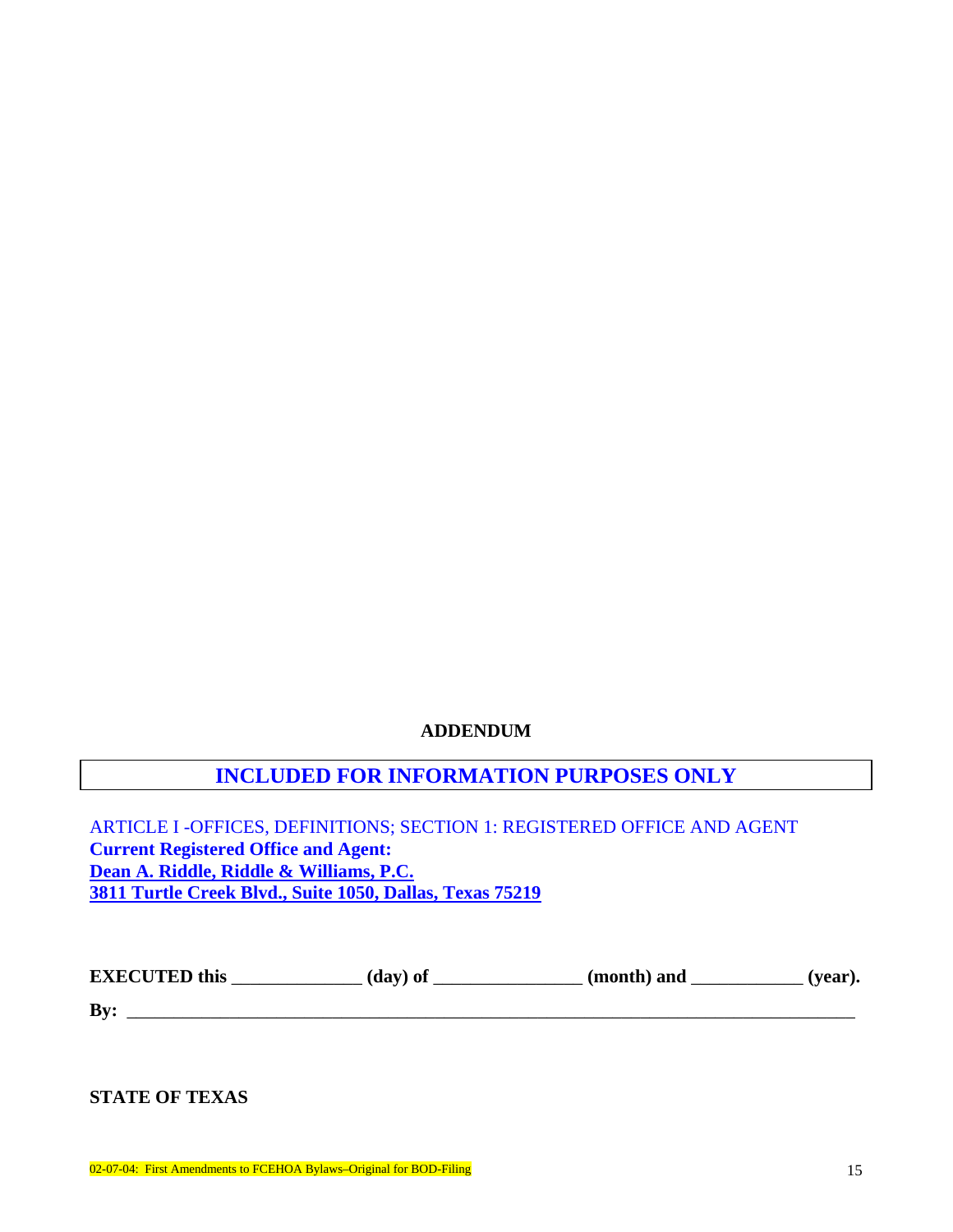**ADDENDUM**

**INCLUDED FOR INFORMATION PURPOSES ONLY**

ARTICLE I -OFFICES, DEFINITIONS; SECTION 1: REGISTERED OFFICE AND AGENT
**Current Registered Office and Agent:**
**Dean A. Riddle, Riddle & Williams, P.C.**
**3811 Turtle Creek Blvd., Suite 1050, Dallas, Texas 75219**

**EXECUTED this \_\_\_\_\_\_\_\_\_\_\_\_\_\_ (day) of \_\_\_\_\_\_\_\_\_\_\_\_\_\_\_\_ (month) and \_\_\_\_\_\_\_\_\_\_\_\_ (year).**

**By:** \_\_\_\_\_\_\_\_\_\_\_\_\_\_\_\_\_\_\_\_\_\_\_\_\_\_\_\_\_\_\_\_\_\_\_\_\_\_\_\_\_\_\_\_\_\_\_\_\_\_\_\_\_\_\_\_\_\_\_\_\_\_\_\_\_\_\_\_\_\_\_\_\_\_\_\_\_\_

**STATE OF TEXAS**

02-07-04: First Amendments to FCEHOA Bylaws–Original for BOD-Filing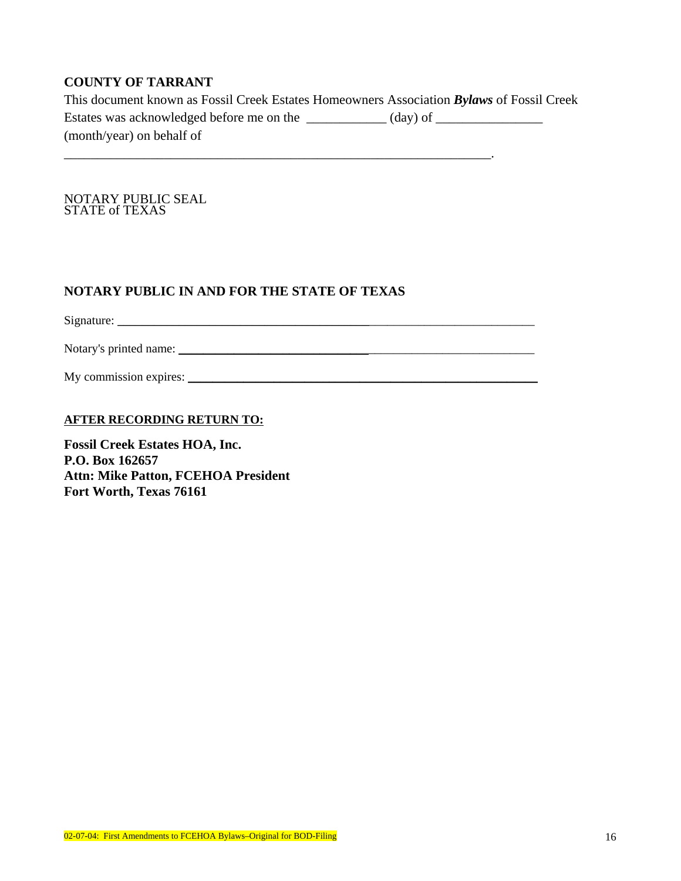**COUNTY OF TARRANT**

This document known as Fossil Creek Estates Homeowners Association ***Bylaws*** of Fossil Creek Estates was acknowledged before me on the ____________ (day) of ________________ (month/year) on behalf of

____________________________________________________________________.

NOTARY PUBLIC SEAL
STATE of TEXAS

**NOTARY PUBLIC IN AND FOR THE STATE OF TEXAS**

Signature: ____________________________________________________________________

Notary's printed name: ______________________________________________________________

My commission expires: ____________________________________________________________

**AFTER RECORDING RETURN TO:**

**Fossil Creek Estates HOA, Inc.**
**P.O. Box 162657**
**Attn: Mike Patton, FCEHOA President**
**Fort Worth, Texas 76161**

02-07-04: First Amendments to FCEHOA Bylaws–Original for BOD-Filing